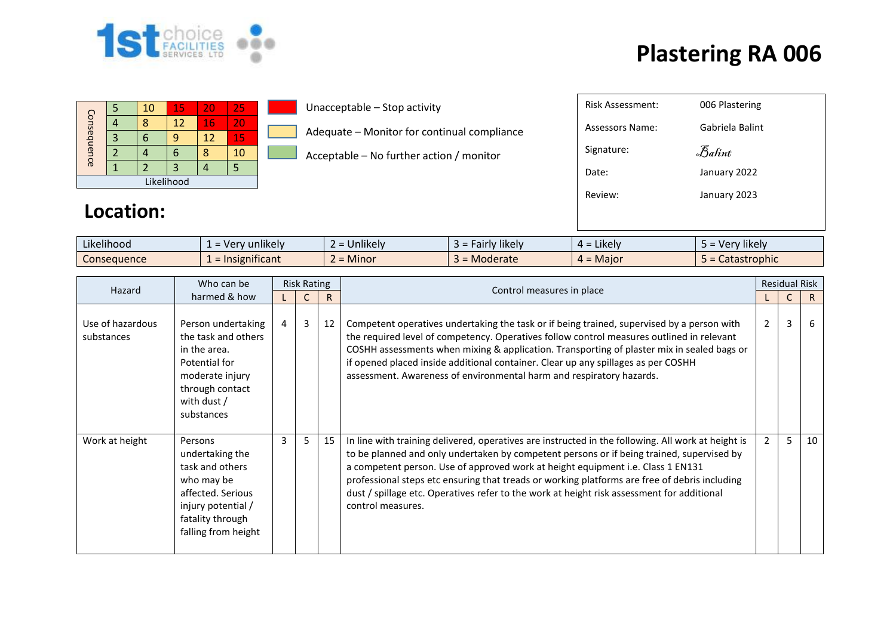# Plastering RA 006

| Consequence | | | | | |
|---|---|---|---|---|---|
| 5 | 5 | 10 | 15 | 20 | 25 |
| 4 | 4 | 8 | 12 | 16 | 20 |
| 3 | 3 | 6 | 9 | 12 | 15 |
| 2 | 2 | 4 | 6 | 8 | 10 |
| 1 | 1 | 2 | 3 | 4 | 5 |
| | Likelihood | | | | |

- Unacceptable – Stop activity
- Adequate – Monitor for continual compliance
- Acceptable – No further action / monitor

| | |
|---|---|
| Risk Assessment: | 006 Plastering |
| Assessors Name: | Gabriela Balint |
| Signature: | Balint |
| Date: | January 2022 |
| Review: | January 2023 |

## Location:

| | | | | | |
|---|---|---|---|---|---|
| Likelihood | 1 = Very unlikely | 2 = Unlikely | 3 = Fairly likely | 4 = Likely | 5 = Very likely |
| Consequence | 1 = Insignificant | 2 = Minor | 3 = Moderate | 4 = Major | 5 = Catastrophic |

| Hazard | Who can be harmed & how | Risk Rating | | | Control measures in place | Residual Risk | | |
|---|---|---|---|---|---|---|---|---|
| | | L | C | R | | L | C | R |
| Use of hazardous substances | Person undertaking the task and others in the area. Potential for moderate injury through contact with dust / substances | 4 | 3 | 12 | Competent operatives undertaking the task or if being trained, supervised by a person with the required level of competency. Operatives follow control measures outlined in relevant COSHH assessments when mixing & application. Transporting of plaster mix in sealed bags or if opened placed inside additional container. Clear up any spillages as per COSHH assessment. Awareness of environmental harm and respiratory hazards. | 2 | 3 | 6 |
| Work at height | Persons undertaking the task and others who may be affected. Serious injury potential / fatality through falling from height | 3 | 5 | 15 | In line with training delivered, operatives are instructed in the following. All work at height is to be planned and only undertaken by competent persons or if being trained, supervised by a competent person. Use of approved work at height equipment i.e. Class 1 EN131 professional steps etc ensuring that treads or working platforms are free of debris including dust / spillage etc. Operatives refer to the work at height risk assessment for additional control measures. | 2 | 5 | 10 |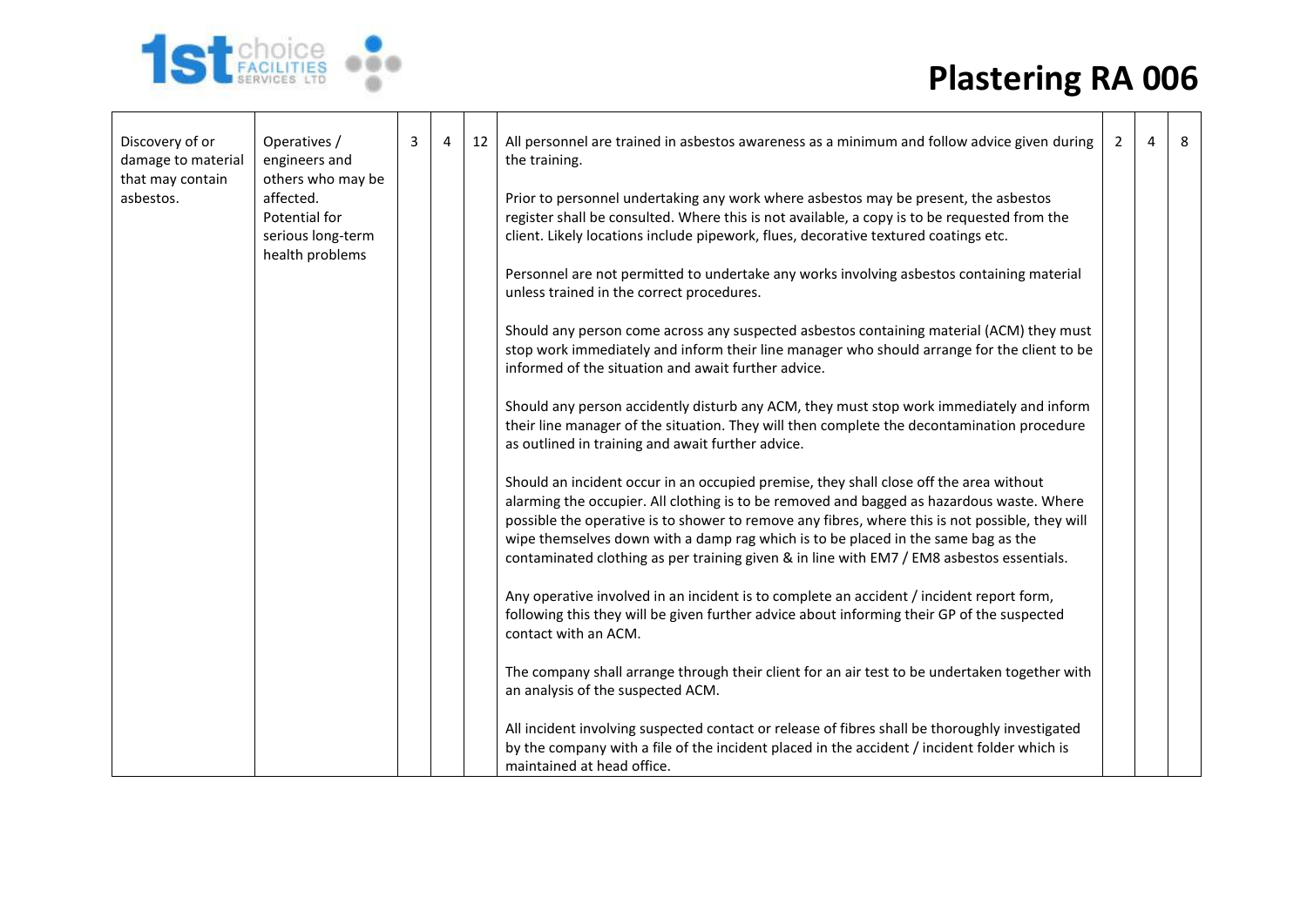# Plastering RA 006

| | | | | | | | | |
|---|---|---|---|---|---|---|---|---|
| Discovery of or damage to material that may contain asbestos. | Operatives / engineers and others who may be affected. Potential for serious long-term health problems | 3 | 4 | 12 | All personnel are trained in asbestos awareness as a minimum and follow advice given during the training.<br><br>Prior to personnel undertaking any work where asbestos may be present, the asbestos register shall be consulted. Where this is not available, a copy is to be requested from the client. Likely locations include pipework, flues, decorative textured coatings etc.<br><br>Personnel are not permitted to undertake any works involving asbestos containing material unless trained in the correct procedures.<br><br>Should any person come across any suspected asbestos containing material (ACM) they must stop work immediately and inform their line manager who should arrange for the client to be informed of the situation and await further advice.<br><br>Should any person accidently disturb any ACM, they must stop work immediately and inform their line manager of the situation. They will then complete the decontamination procedure as outlined in training and await further advice.<br><br>Should an incident occur in an occupied premise, they shall close off the area without alarming the occupier. All clothing is to be removed and bagged as hazardous waste. Where possible the operative is to shower to remove any fibres, where this is not possible, they will wipe themselves down with a damp rag which is to be placed in the same bag as the contaminated clothing as per training given & in line with EM7 / EM8 asbestos essentials.<br><br>Any operative involved in an incident is to complete an accident / incident report form, following this they will be given further advice about informing their GP of the suspected contact with an ACM.<br><br>The company shall arrange through their client for an air test to be undertaken together with an analysis of the suspected ACM.<br><br>All incident involving suspected contact or release of fibres shall be thoroughly investigated by the company with a file of the incident placed in the accident / incident folder which is maintained at head office. | 2 | 4 | 8 |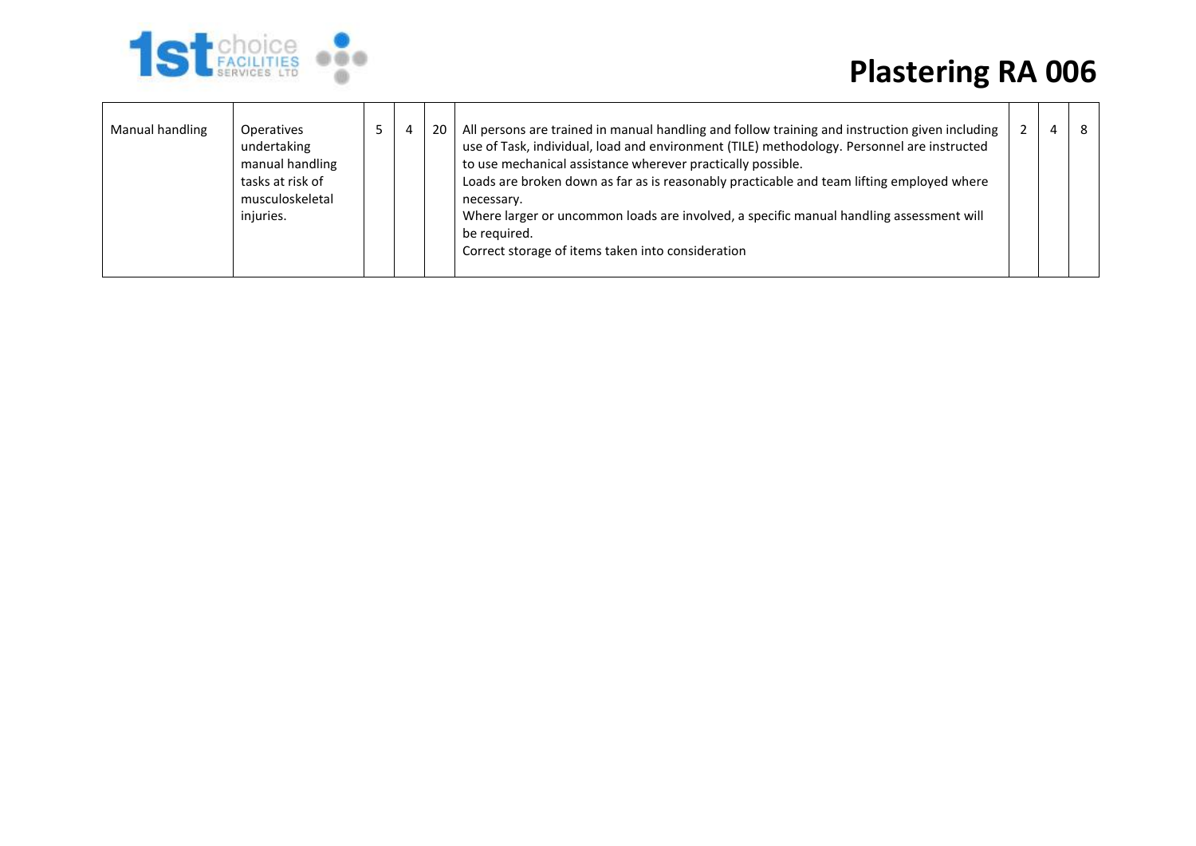| | | | | | | | | |
|---|---|---|---|---|---|---|---|---|
| Manual handling | Operatives undertaking manual handling tasks at risk of musculoskeletal injuries. | 5 | 4 | 20 | All persons are trained in manual handling and follow training and instruction given including use of Task, individual, load and environment (TILE) methodology. Personnel are instructed to use mechanical assistance wherever practically possible.<br>Loads are broken down as far as is reasonably practicable and team lifting employed where necessary.<br>Where larger or uncommon loads are involved, a specific manual handling assessment will be required.<br>Correct storage of items taken into consideration | 2 | 4 | 8 |